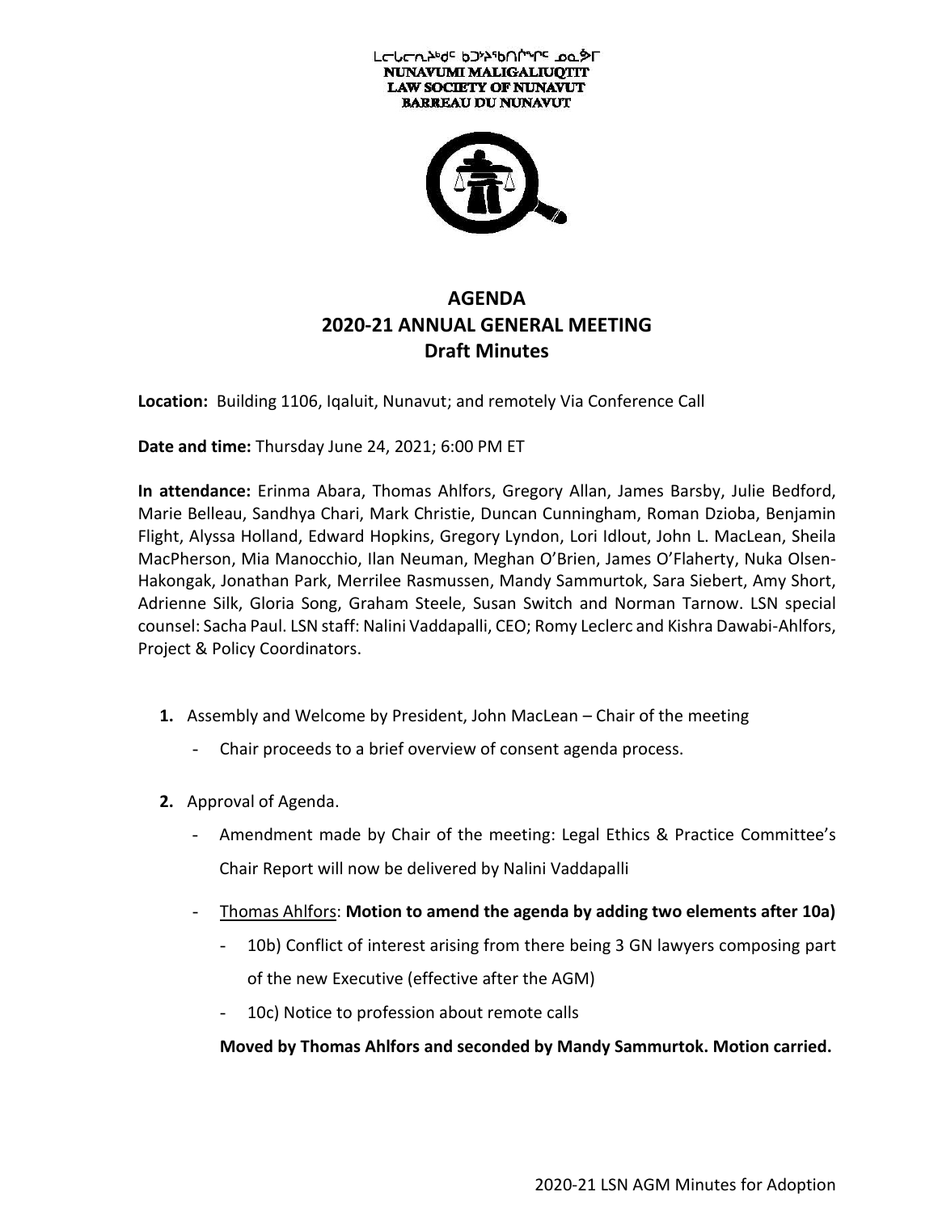ᓄᓇᕗᒻᒥ ᒪᓕᒐᓕᐅᖅᑎᑦ ᑲᑐᔾᔨᖃᑎᒌᖏᑦ ᓄᓇᕗᒻᒥ
NUNAVUMI MALIGALIUQTIT
LAW SOCIETY OF NUNAVUT
BARREAU DU NUNAVUT

# AGENDA
# 2020-21 ANNUAL GENERAL MEETING
# Draft Minutes

**Location:** Building 1106, Iqaluit, Nunavut; and remotely Via Conference Call

**Date and time:** Thursday June 24, 2021; 6:00 PM ET

**In attendance:** Erinma Abara, Thomas Ahlfors, Gregory Allan, James Barsby, Julie Bedford, Marie Belleau, Sandhya Chari, Mark Christie, Duncan Cunningham, Roman Dzioba, Benjamin Flight, Alyssa Holland, Edward Hopkins, Gregory Lyndon, Lori Idlout, John L. MacLean, Sheila MacPherson, Mia Manocchio, Ilan Neuman, Meghan O'Brien, James O'Flaherty, Nuka Olsen-Hakongak, Jonathan Park, Merrilee Rasmussen, Mandy Sammurtok, Sara Siebert, Amy Short, Adrienne Silk, Gloria Song, Graham Steele, Susan Switch and Norman Tarnow. LSN special counsel: Sacha Paul. LSN staff: Nalini Vaddapalli, CEO; Romy Leclerc and Kishra Dawabi-Ahlfors, Project & Policy Coordinators.

1. Assembly and Welcome by President, John MacLean – Chair of the meeting
   - Chair proceeds to a brief overview of consent agenda process.

2. Approval of Agenda.
   - Amendment made by Chair of the meeting: Legal Ethics & Practice Committee's Chair Report will now be delivered by Nalini Vaddapalli
   - Thomas Ahlfors: **Motion to amend the agenda by adding two elements after 10a)**
     - 10b) Conflict of interest arising from there being 3 GN lawyers composing part of the new Executive (effective after the AGM)
     - 10c) Notice to profession about remote calls

     **Moved by Thomas Ahlfors and seconded by Mandy Sammurtok. Motion carried.**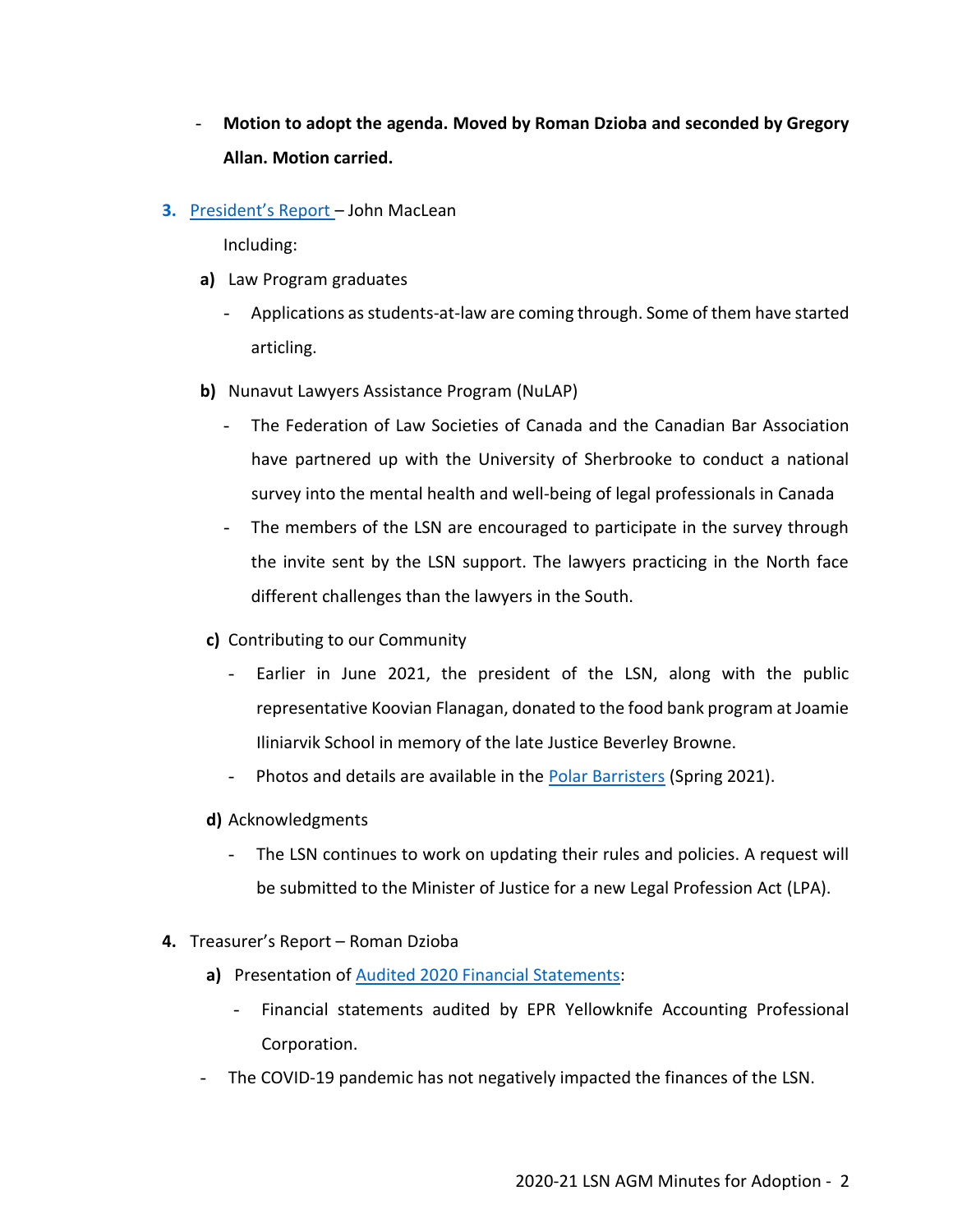- **Motion to adopt the agenda. Moved by Roman Dzioba and seconded by Gregory Allan. Motion carried.**

3. President's Report – John MacLean

   Including:

   **a)** Law Program graduates

   - Applications as students-at-law are coming through. Some of them have started articling.

   **b)** Nunavut Lawyers Assistance Program (NuLAP)

   - The Federation of Law Societies of Canada and the Canadian Bar Association have partnered up with the University of Sherbrooke to conduct a national survey into the mental health and well-being of legal professionals in Canada
   - The members of the LSN are encouraged to participate in the survey through the invite sent by the LSN support. The lawyers practicing in the North face different challenges than the lawyers in the South.

   **c)** Contributing to our Community

   - Earlier in June 2021, the president of the LSN, along with the public representative Koovian Flanagan, donated to the food bank program at Joamie Iliniarvik School in memory of the late Justice Beverley Browne.
   - Photos and details are available in the Polar Barristers (Spring 2021).

   **d)** Acknowledgments

   - The LSN continues to work on updating their rules and policies. A request will be submitted to the Minister of Justice for a new Legal Profession Act (LPA).

4. Treasurer's Report – Roman Dzioba

   **a)** Presentation of Audited 2020 Financial Statements:

   - Financial statements audited by EPR Yellowknife Accounting Professional Corporation.

   - The COVID-19 pandemic has not negatively impacted the finances of the LSN.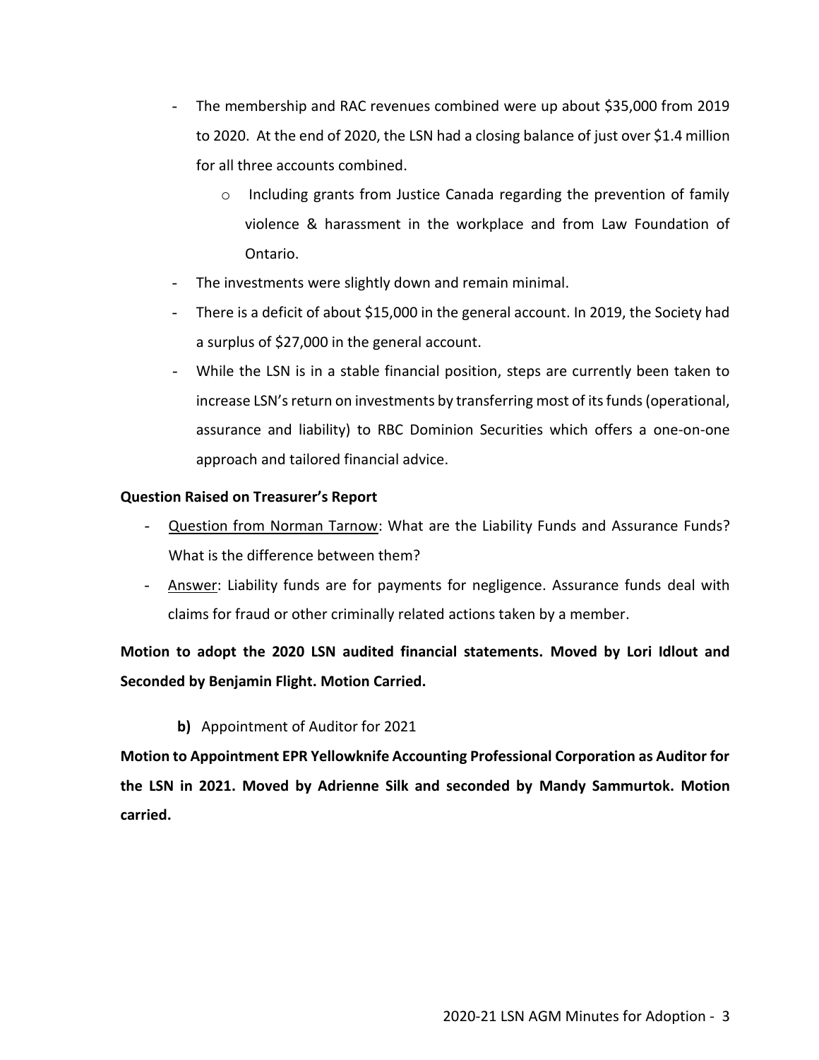- The membership and RAC revenues combined were up about $35,000 from 2019 to 2020. At the end of 2020, the LSN had a closing balance of just over $1.4 million for all three accounts combined.
    - Including grants from Justice Canada regarding the prevention of family violence & harassment in the workplace and from Law Foundation of Ontario.
- The investments were slightly down and remain minimal.
- There is a deficit of about $15,000 in the general account. In 2019, the Society had a surplus of $27,000 in the general account.
- While the LSN is in a stable financial position, steps are currently been taken to increase LSN's return on investments by transferring most of its funds (operational, assurance and liability) to RBC Dominion Securities which offers a one-on-one approach and tailored financial advice.

**Question Raised on Treasurer's Report**

- <u>Question from Norman Tarnow</u>: What are the Liability Funds and Assurance Funds? What is the difference between them?
- <u>Answer</u>: Liability funds are for payments for negligence. Assurance funds deal with claims for fraud or other criminally related actions taken by a member.

**Motion to adopt the 2020 LSN audited financial statements. Moved by Lori Idlout and Seconded by Benjamin Flight. Motion Carried.**

**b)** Appointment of Auditor for 2021

**Motion to Appointment EPR Yellowknife Accounting Professional Corporation as Auditor for the LSN in 2021. Moved by Adrienne Silk and seconded by Mandy Sammurtok. Motion carried.**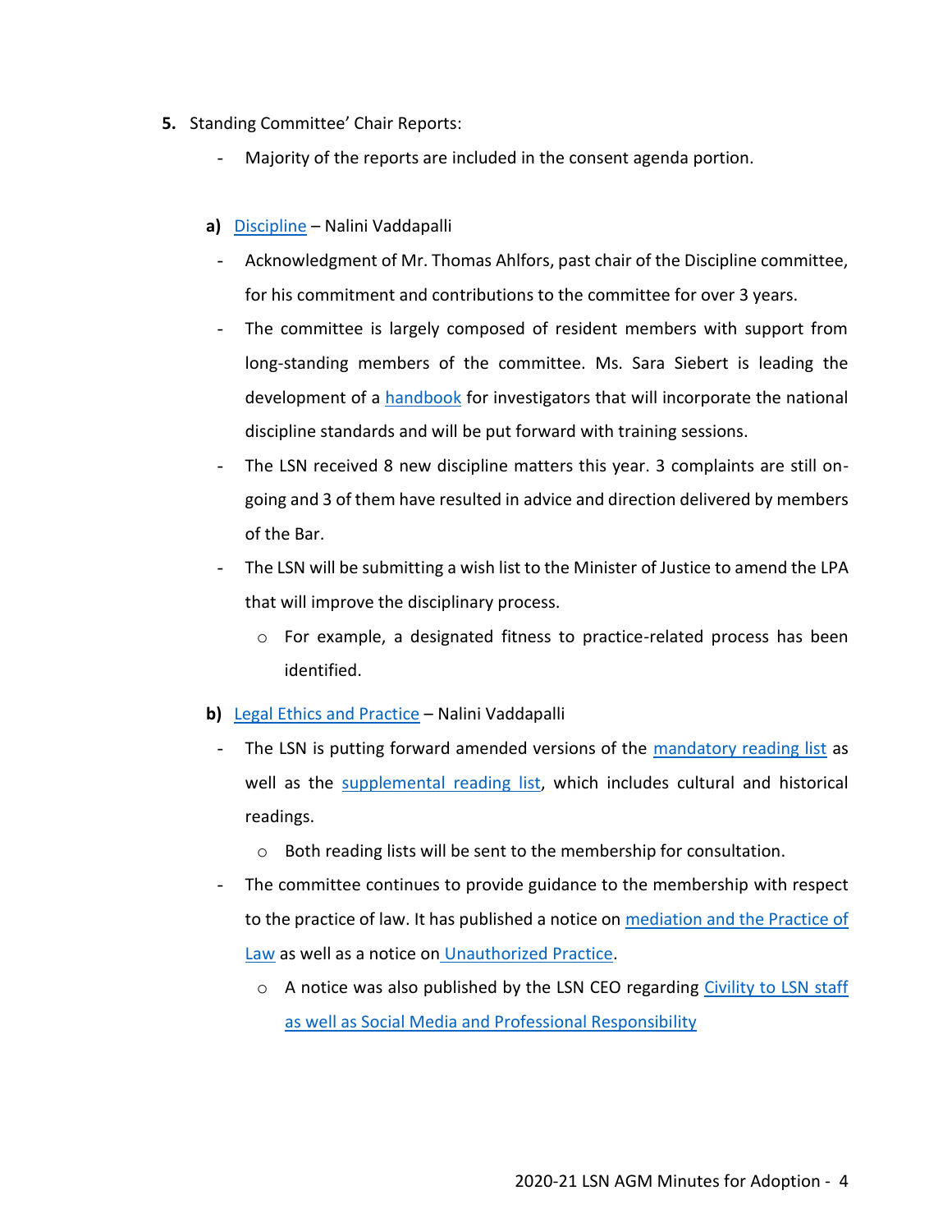5. Standing Committee' Chair Reports:

   - Majority of the reports are included in the consent agenda portion.

   **a)** Discipline – Nalini Vaddapalli

   - Acknowledgment of Mr. Thomas Ahlfors, past chair of the Discipline committee, for his commitment and contributions to the committee for over 3 years.
   - The committee is largely composed of resident members with support from long-standing members of the committee. Ms. Sara Siebert is leading the development of a handbook for investigators that will incorporate the national discipline standards and will be put forward with training sessions.
   - The LSN received 8 new discipline matters this year. 3 complaints are still on-going and 3 of them have resulted in advice and direction delivered by members of the Bar.
   - The LSN will be submitting a wish list to the Minister of Justice to amend the LPA that will improve the disciplinary process.
     - For example, a designated fitness to practice-related process has been identified.

   **b)** Legal Ethics and Practice – Nalini Vaddapalli

   - The LSN is putting forward amended versions of the mandatory reading list as well as the supplemental reading list, which includes cultural and historical readings.
     - Both reading lists will be sent to the membership for consultation.
   - The committee continues to provide guidance to the membership with respect to the practice of law. It has published a notice on mediation and the Practice of Law as well as a notice on Unauthorized Practice.
     - A notice was also published by the LSN CEO regarding Civility to LSN staff as well as Social Media and Professional Responsibility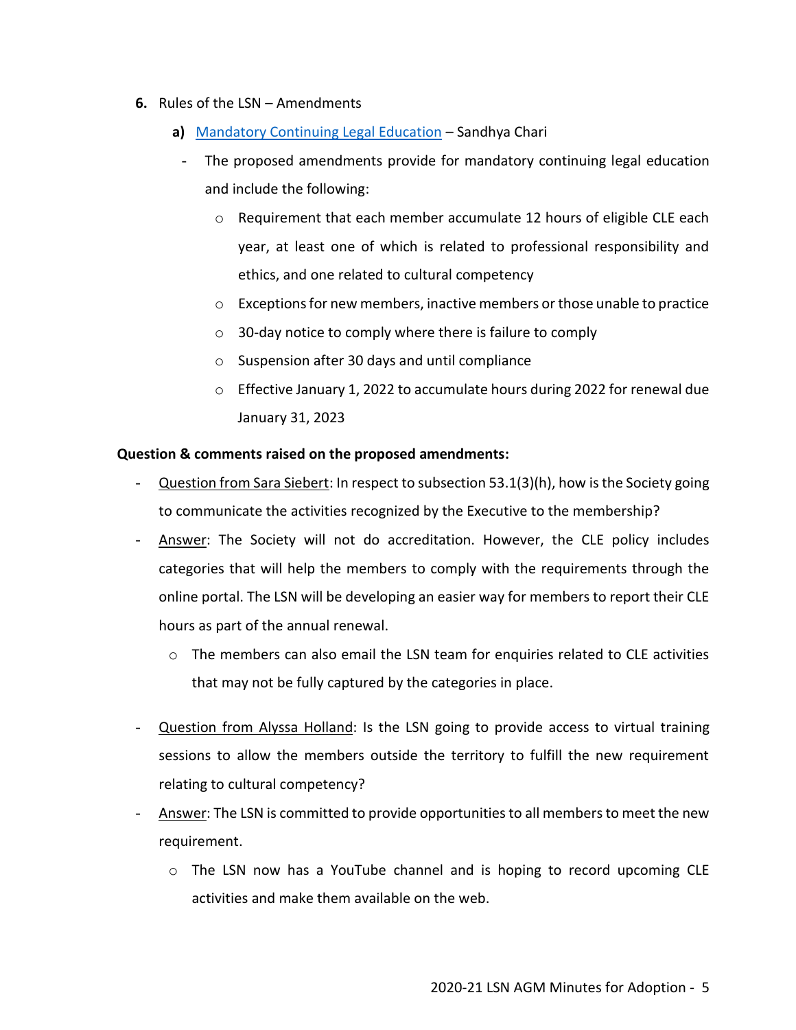**6.** Rules of the LSN – Amendments

**a)** Mandatory Continuing Legal Education – Sandhya Chari

- The proposed amendments provide for mandatory continuing legal education and include the following:
    - Requirement that each member accumulate 12 hours of eligible CLE each year, at least one of which is related to professional responsibility and ethics, and one related to cultural competency
    - Exceptions for new members, inactive members or those unable to practice
    - 30-day notice to comply where there is failure to comply
    - Suspension after 30 days and until compliance
    - Effective January 1, 2022 to accumulate hours during 2022 for renewal due January 31, 2023

**Question & comments raised on the proposed amendments:**

- Question from Sara Siebert: In respect to subsection 53.1(3)(h), how is the Society going to communicate the activities recognized by the Executive to the membership?
- Answer: The Society will not do accreditation. However, the CLE policy includes categories that will help the members to comply with the requirements through the online portal. The LSN will be developing an easier way for members to report their CLE hours as part of the annual renewal.
    - The members can also email the LSN team for enquiries related to CLE activities that may not be fully captured by the categories in place.

- Question from Alyssa Holland: Is the LSN going to provide access to virtual training sessions to allow the members outside the territory to fulfill the new requirement relating to cultural competency?
- Answer: The LSN is committed to provide opportunities to all members to meet the new requirement.
    - The LSN now has a YouTube channel and is hoping to record upcoming CLE activities and make them available on the web.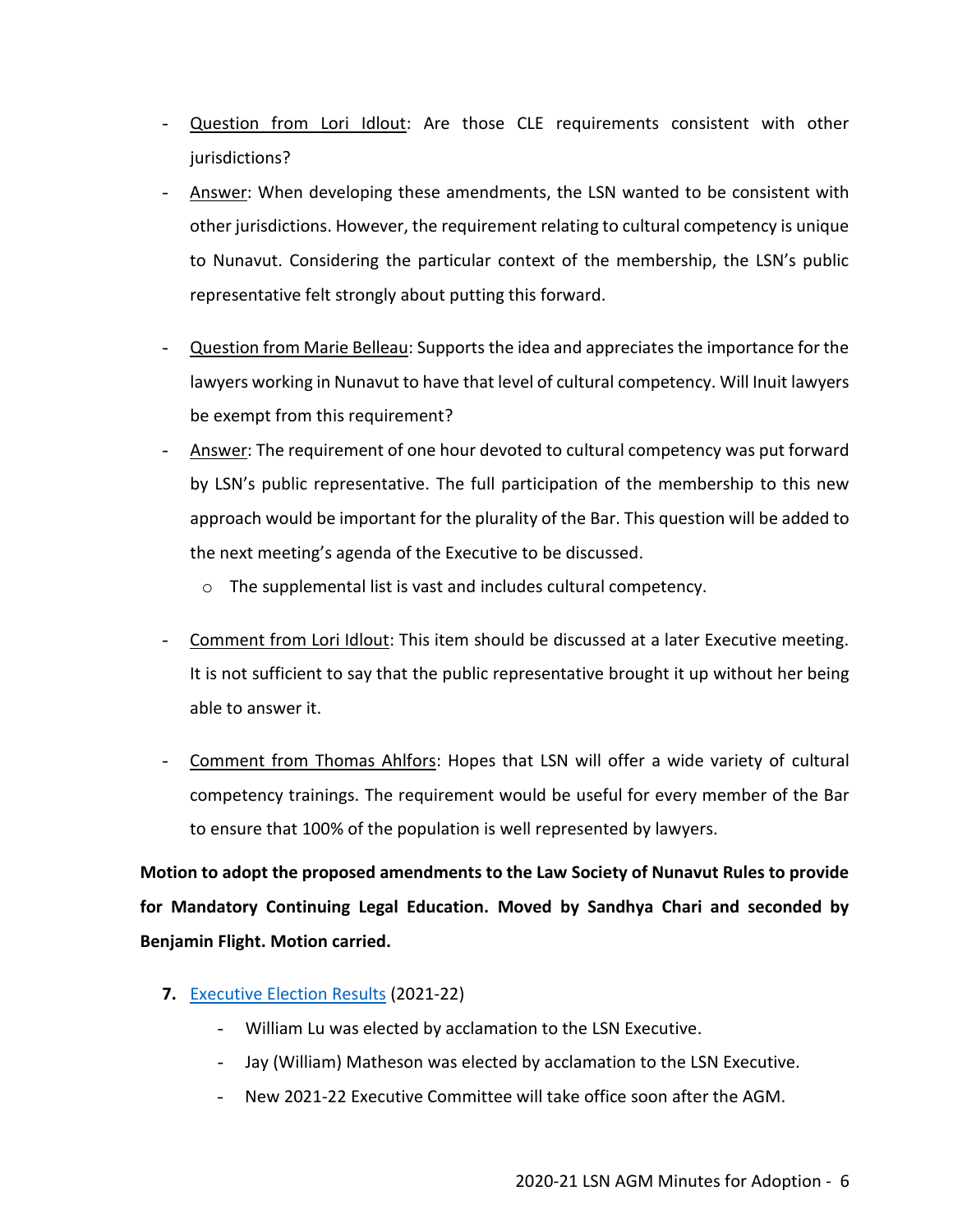- Question from Lori Idlout: Are those CLE requirements consistent with other jurisdictions?
- Answer: When developing these amendments, the LSN wanted to be consistent with other jurisdictions. However, the requirement relating to cultural competency is unique to Nunavut. Considering the particular context of the membership, the LSN's public representative felt strongly about putting this forward.

- Question from Marie Belleau: Supports the idea and appreciates the importance for the lawyers working in Nunavut to have that level of cultural competency. Will Inuit lawyers be exempt from this requirement?
- Answer: The requirement of one hour devoted to cultural competency was put forward by LSN's public representative. The full participation of the membership to this new approach would be important for the plurality of the Bar. This question will be added to the next meeting's agenda of the Executive to be discussed.
    - The supplemental list is vast and includes cultural competency.

- Comment from Lori Idlout: This item should be discussed at a later Executive meeting. It is not sufficient to say that the public representative brought it up without her being able to answer it.

- Comment from Thomas Ahlfors: Hopes that LSN will offer a wide variety of cultural competency trainings. The requirement would be useful for every member of the Bar to ensure that 100% of the population is well represented by lawyers.

**Motion to adopt the proposed amendments to the Law Society of Nunavut Rules to provide for Mandatory Continuing Legal Education. Moved by Sandhya Chari and seconded by Benjamin Flight. Motion carried.**

**7.** Executive Election Results (2021-22)

- William Lu was elected by acclamation to the LSN Executive.
- Jay (William) Matheson was elected by acclamation to the LSN Executive.
- New 2021-22 Executive Committee will take office soon after the AGM.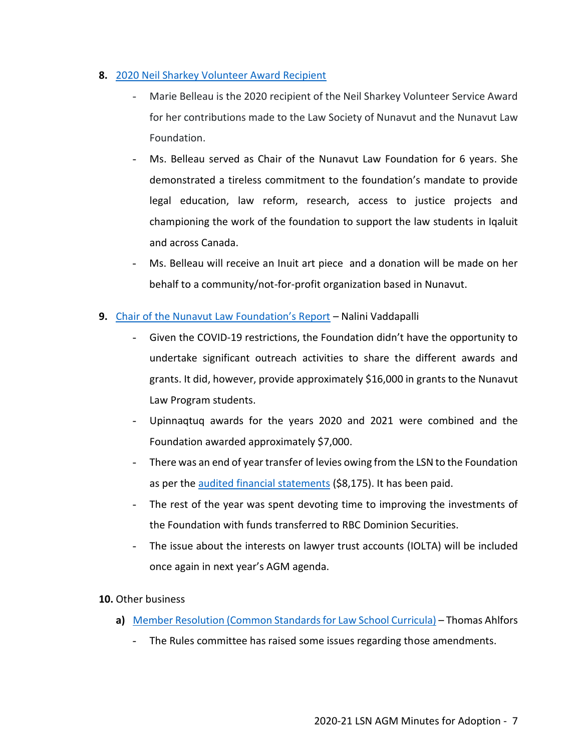**8.** 2020 Neil Sharkey Volunteer Award Recipient

- Marie Belleau is the 2020 recipient of the Neil Sharkey Volunteer Service Award for her contributions made to the Law Society of Nunavut and the Nunavut Law Foundation.
- Ms. Belleau served as Chair of the Nunavut Law Foundation for 6 years. She demonstrated a tireless commitment to the foundation's mandate to provide legal education, law reform, research, access to justice projects and championing the work of the foundation to support the law students in Iqaluit and across Canada.
- Ms. Belleau will receive an Inuit art piece and a donation will be made on her behalf to a community/not-for-profit organization based in Nunavut.

**9.** Chair of the Nunavut Law Foundation's Report – Nalini Vaddapalli

- Given the COVID-19 restrictions, the Foundation didn't have the opportunity to undertake significant outreach activities to share the different awards and grants. It did, however, provide approximately $16,000 in grants to the Nunavut Law Program students.
- Upinnaqtuq awards for the years 2020 and 2021 were combined and the Foundation awarded approximately $7,000.
- There was an end of year transfer of levies owing from the LSN to the Foundation as per the audited financial statements ($8,175). It has been paid.
- The rest of the year was spent devoting time to improving the investments of the Foundation with funds transferred to RBC Dominion Securities.
- The issue about the interests on lawyer trust accounts (IOLTA) will be included once again in next year's AGM agenda.

**10.** Other business

**a)** Member Resolution (Common Standards for Law School Curricula) – Thomas Ahlfors

- The Rules committee has raised some issues regarding those amendments.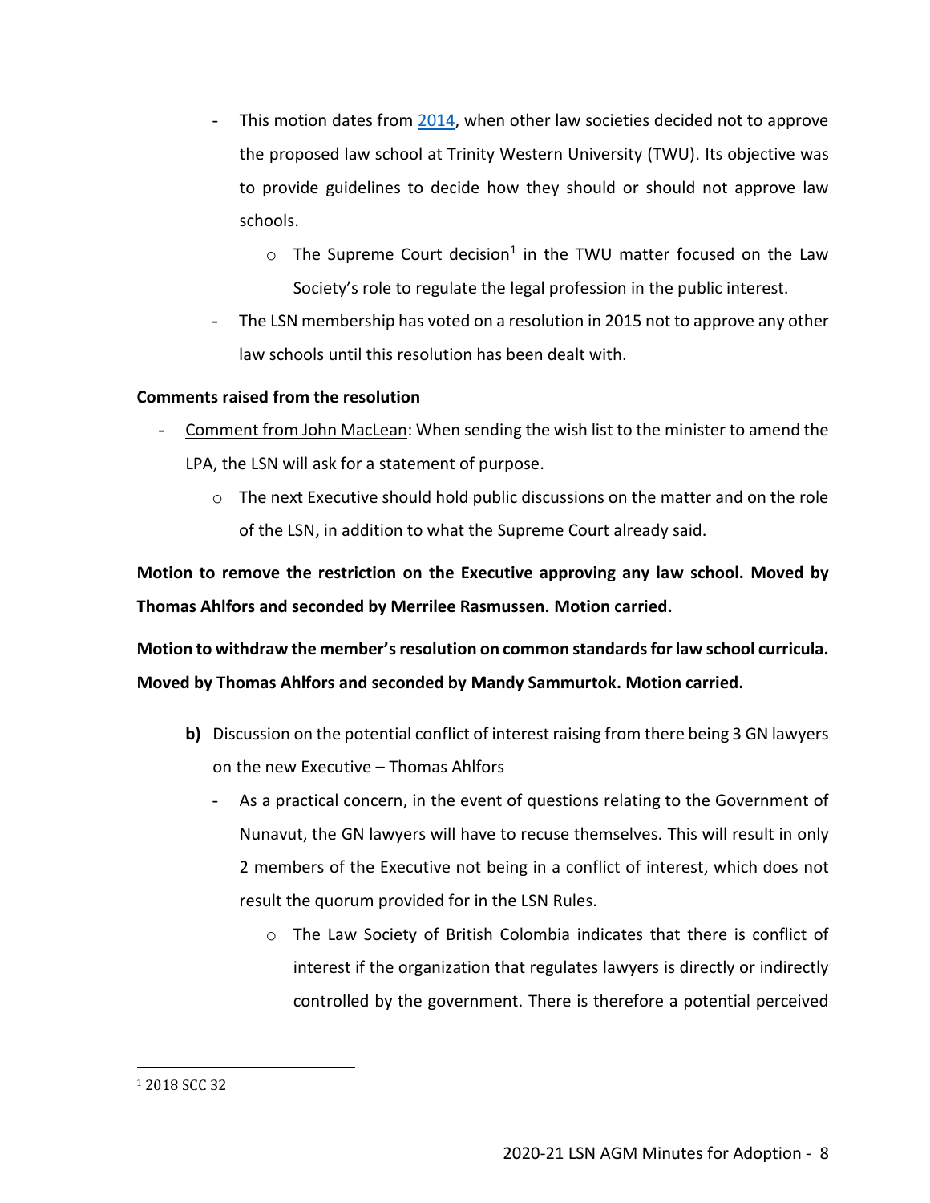- This motion dates from 2014, when other law societies decided not to approve the proposed law school at Trinity Western University (TWU). Its objective was to provide guidelines to decide how they should or should not approve law schools.
  - The Supreme Court decision[1] in the TWU matter focused on the Law Society's role to regulate the legal profession in the public interest.
- The LSN membership has voted on a resolution in 2015 not to approve any other law schools until this resolution has been dealt with.

**Comments raised from the resolution**

- Comment from John MacLean: When sending the wish list to the minister to amend the LPA, the LSN will ask for a statement of purpose.
  - The next Executive should hold public discussions on the matter and on the role of the LSN, in addition to what the Supreme Court already said.

**Motion to remove the restriction on the Executive approving any law school. Moved by Thomas Ahlfors and seconded by Merrilee Rasmussen. Motion carried.**

**Motion to withdraw the member's resolution on common standards for law school curricula. Moved by Thomas Ahlfors and seconded by Mandy Sammurtok. Motion carried.**

**b)** Discussion on the potential conflict of interest raising from there being 3 GN lawyers on the new Executive – Thomas Ahlfors

- As a practical concern, in the event of questions relating to the Government of Nunavut, the GN lawyers will have to recuse themselves. This will result in only 2 members of the Executive not being in a conflict of interest, which does not result the quorum provided for in the LSN Rules.
  - The Law Society of British Colombia indicates that there is conflict of interest if the organization that regulates lawyers is directly or indirectly controlled by the government. There is therefore a potential perceived

[1] 2018 SCC 32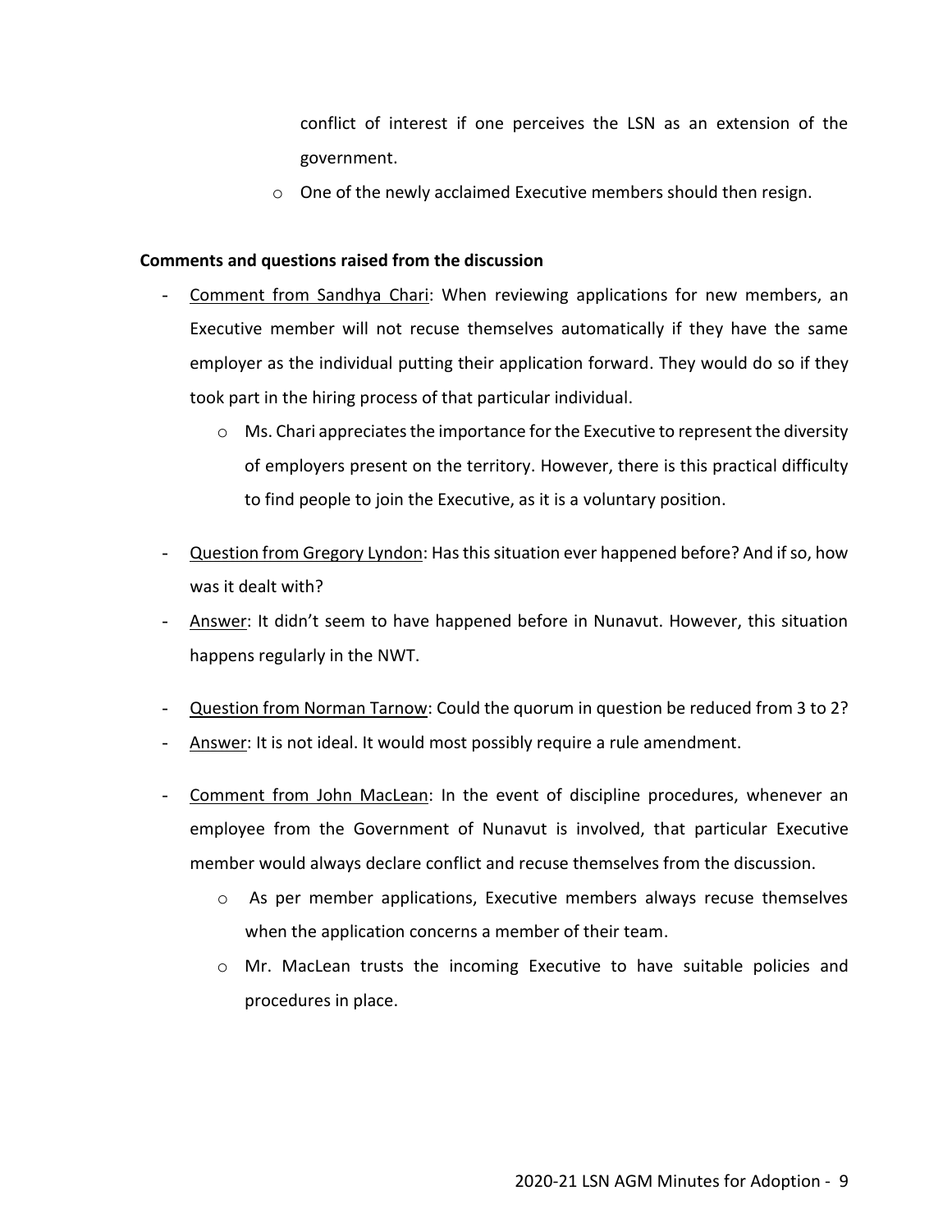conflict of interest if one perceives the LSN as an extension of the government.

  - One of the newly acclaimed Executive members should then resign.

**Comments and questions raised from the discussion**

- Comment from Sandhya Chari: When reviewing applications for new members, an Executive member will not recuse themselves automatically if they have the same employer as the individual putting their application forward. They would do so if they took part in the hiring process of that particular individual.
  - Ms. Chari appreciates the importance for the Executive to represent the diversity of employers present on the territory. However, there is this practical difficulty to find people to join the Executive, as it is a voluntary position.

- Question from Gregory Lyndon: Has this situation ever happened before? And if so, how was it dealt with?
- Answer: It didn't seem to have happened before in Nunavut. However, this situation happens regularly in the NWT.

- Question from Norman Tarnow: Could the quorum in question be reduced from 3 to 2?
- Answer: It is not ideal. It would most possibly require a rule amendment.

- Comment from John MacLean: In the event of discipline procedures, whenever an employee from the Government of Nunavut is involved, that particular Executive member would always declare conflict and recuse themselves from the discussion.
  - As per member applications, Executive members always recuse themselves when the application concerns a member of their team.
  - Mr. MacLean trusts the incoming Executive to have suitable policies and procedures in place.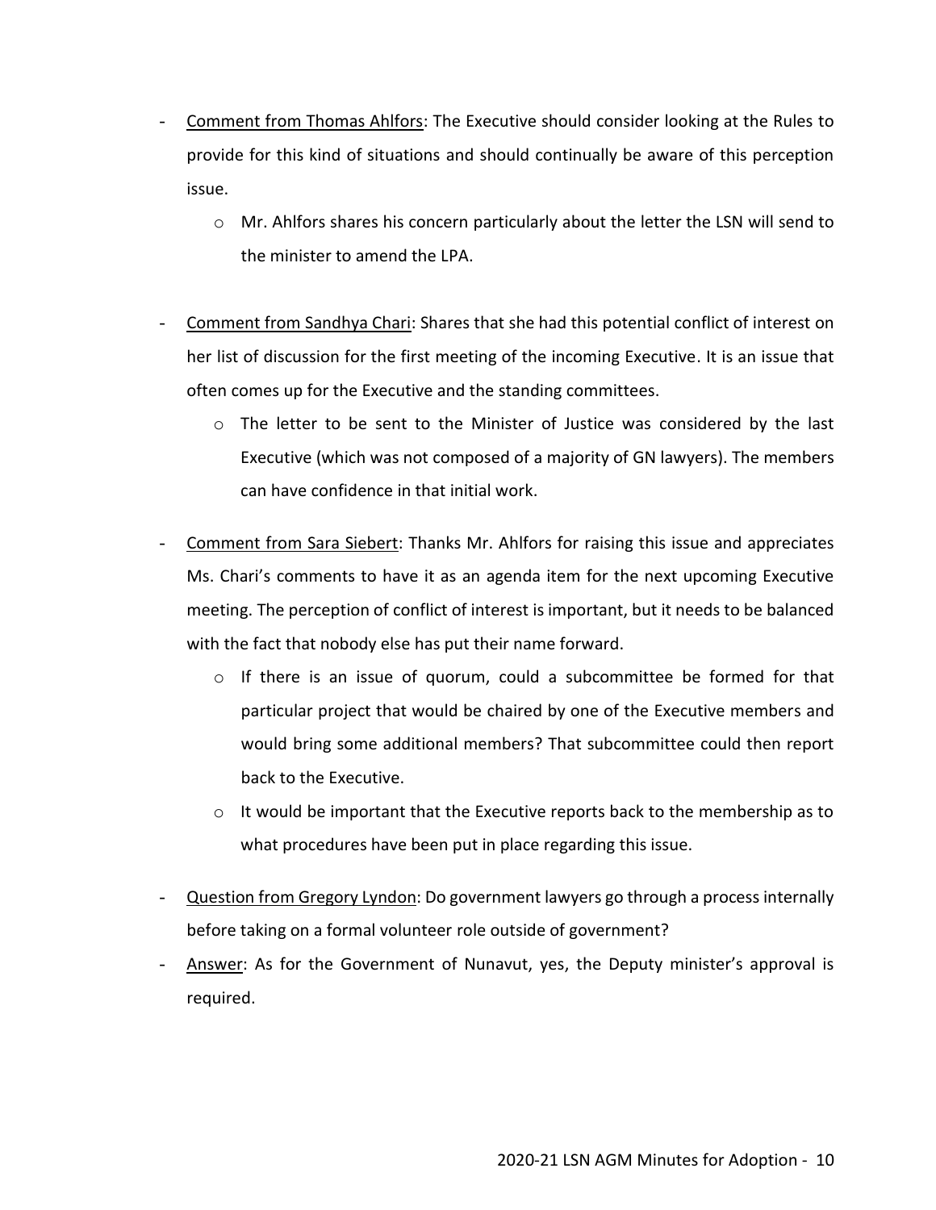- Comment from Thomas Ahlfors: The Executive should consider looking at the Rules to provide for this kind of situations and should continually be aware of this perception issue.
  - Mr. Ahlfors shares his concern particularly about the letter the LSN will send to the minister to amend the LPA.

- Comment from Sandhya Chari: Shares that she had this potential conflict of interest on her list of discussion for the first meeting of the incoming Executive. It is an issue that often comes up for the Executive and the standing committees.
  - The letter to be sent to the Minister of Justice was considered by the last Executive (which was not composed of a majority of GN lawyers). The members can have confidence in that initial work.

- Comment from Sara Siebert: Thanks Mr. Ahlfors for raising this issue and appreciates Ms. Chari's comments to have it as an agenda item for the next upcoming Executive meeting. The perception of conflict of interest is important, but it needs to be balanced with the fact that nobody else has put their name forward.
  - If there is an issue of quorum, could a subcommittee be formed for that particular project that would be chaired by one of the Executive members and would bring some additional members? That subcommittee could then report back to the Executive.
  - It would be important that the Executive reports back to the membership as to what procedures have been put in place regarding this issue.

- Question from Gregory Lyndon: Do government lawyers go through a process internally before taking on a formal volunteer role outside of government?
- Answer: As for the Government of Nunavut, yes, the Deputy minister's approval is required.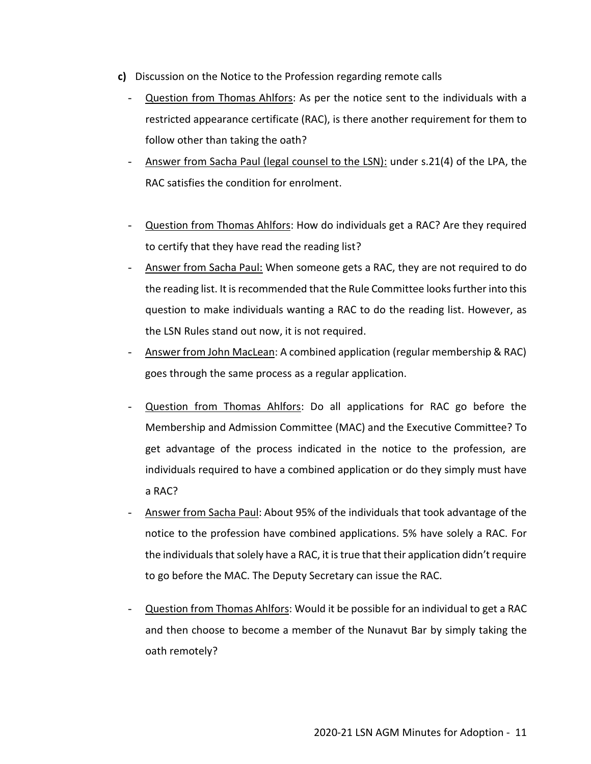**c)** Discussion on the Notice to the Profession regarding remote calls

- Question from Thomas Ahlfors: As per the notice sent to the individuals with a restricted appearance certificate (RAC), is there another requirement for them to follow other than taking the oath?
- Answer from Sacha Paul (legal counsel to the LSN): under s.21(4) of the LPA, the RAC satisfies the condition for enrolment.

- Question from Thomas Ahlfors: How do individuals get a RAC? Are they required to certify that they have read the reading list?
- Answer from Sacha Paul: When someone gets a RAC, they are not required to do the reading list. It is recommended that the Rule Committee looks further into this question to make individuals wanting a RAC to do the reading list. However, as the LSN Rules stand out now, it is not required.
- Answer from John MacLean: A combined application (regular membership & RAC) goes through the same process as a regular application.

- Question from Thomas Ahlfors: Do all applications for RAC go before the Membership and Admission Committee (MAC) and the Executive Committee? To get advantage of the process indicated in the notice to the profession, are individuals required to have a combined application or do they simply must have a RAC?
- Answer from Sacha Paul: About 95% of the individuals that took advantage of the notice to the profession have combined applications. 5% have solely a RAC. For the individuals that solely have a RAC, it is true that their application didn't require to go before the MAC. The Deputy Secretary can issue the RAC.

- Question from Thomas Ahlfors: Would it be possible for an individual to get a RAC and then choose to become a member of the Nunavut Bar by simply taking the oath remotely?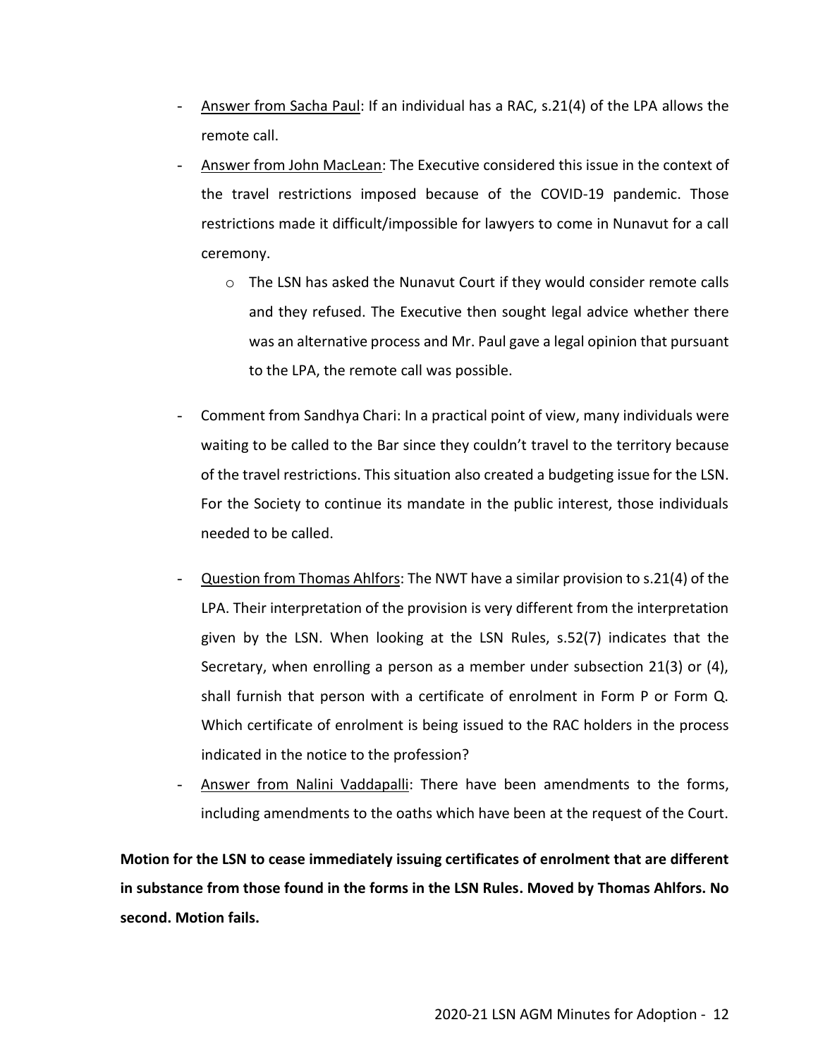- Answer from Sacha Paul: If an individual has a RAC, s.21(4) of the LPA allows the remote call.
- Answer from John MacLean: The Executive considered this issue in the context of the travel restrictions imposed because of the COVID-19 pandemic. Those restrictions made it difficult/impossible for lawyers to come in Nunavut for a call ceremony.
  - The LSN has asked the Nunavut Court if they would consider remote calls and they refused. The Executive then sought legal advice whether there was an alternative process and Mr. Paul gave a legal opinion that pursuant to the LPA, the remote call was possible.
- Comment from Sandhya Chari: In a practical point of view, many individuals were waiting to be called to the Bar since they couldn't travel to the territory because of the travel restrictions. This situation also created a budgeting issue for the LSN. For the Society to continue its mandate in the public interest, those individuals needed to be called.
- Question from Thomas Ahlfors: The NWT have a similar provision to s.21(4) of the LPA. Their interpretation of the provision is very different from the interpretation given by the LSN. When looking at the LSN Rules, s.52(7) indicates that the Secretary, when enrolling a person as a member under subsection 21(3) or (4), shall furnish that person with a certificate of enrolment in Form P or Form Q. Which certificate of enrolment is being issued to the RAC holders in the process indicated in the notice to the profession?
- Answer from Nalini Vaddapalli: There have been amendments to the forms, including amendments to the oaths which have been at the request of the Court.

**Motion for the LSN to cease immediately issuing certificates of enrolment that are different in substance from those found in the forms in the LSN Rules. Moved by Thomas Ahlfors. No second. Motion fails.**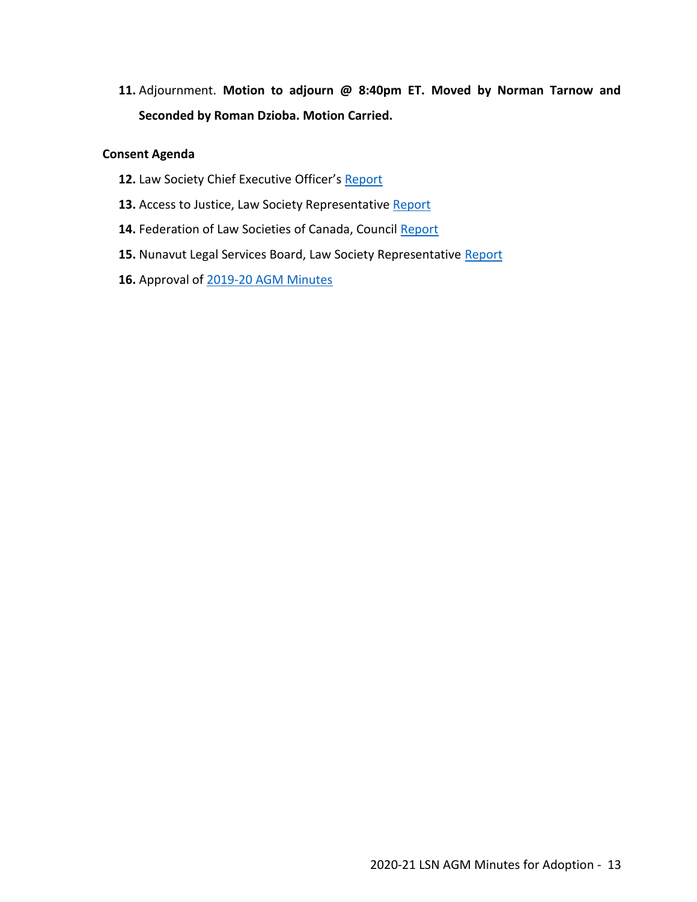**11.** Adjournment. **Motion to adjourn @ 8:40pm ET. Moved by Norman Tarnow and Seconded by Roman Dzioba. Motion Carried.**

**Consent Agenda**

**12.** Law Society Chief Executive Officer's Report

**13.** Access to Justice, Law Society Representative Report

**14.** Federation of Law Societies of Canada, Council Report

**15.** Nunavut Legal Services Board, Law Society Representative Report

**16.** Approval of 2019-20 AGM Minutes